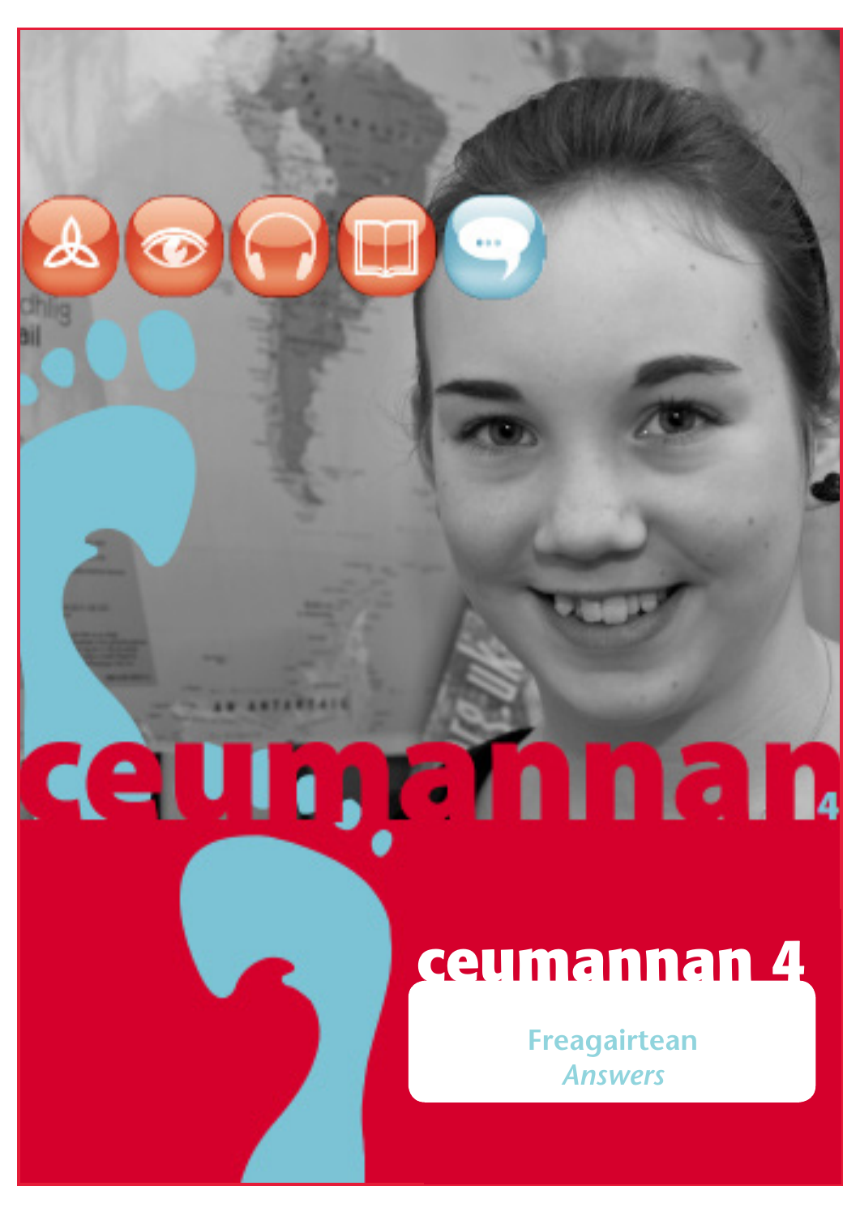# ceumannan 4

## Freagairtean

*Answers*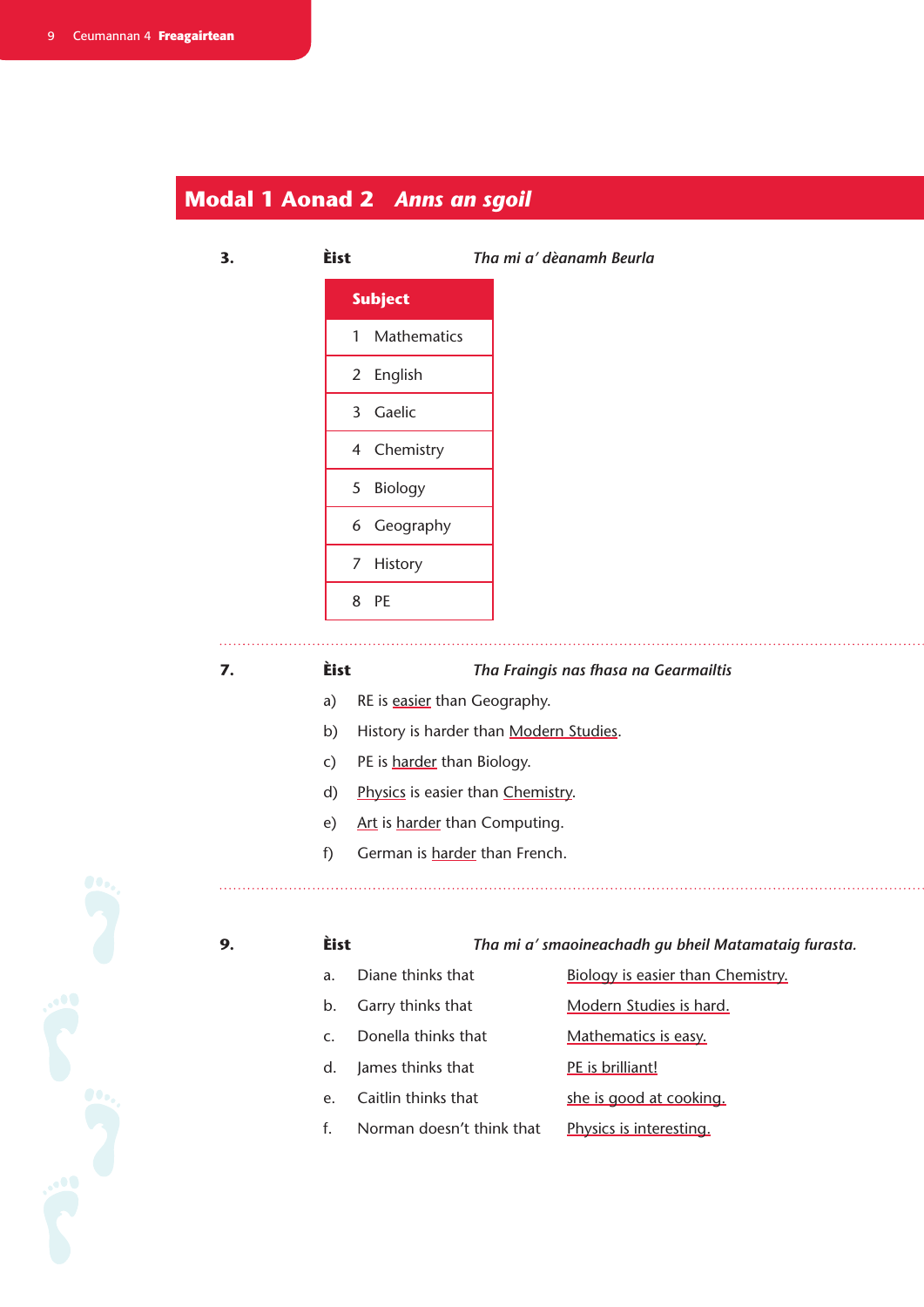## Modal 1 Aonad 2 *Anns an sgoil*

**3.** **Èist** *Tha mi a' dèanamh Beurla*

| Subject |
|---|
| 1 Mathematics |
| 2 English |
| 3 Gaelic |
| 4 Chemistry |
| 5 Biology |
| 6 Geography |
| 7 History |
| 8 PE |

**7.** **Èist** *Tha Fraingis nas fhasa na Gearmailtis*

a) RE is <u>easier</u> than Geography.

b) History is harder than <u>Modern Studies</u>.

c) PE is <u>harder</u> than Biology.

d) <u>Physics</u> is easier than <u>Chemistry</u>.

e) <u>Art</u> is <u>harder</u> than Computing.

f) German is <u>harder</u> than French.

**9.** **Èist** *Tha mi a' smaoineachadh gu bheil Matamataig furasta.*

a. Diane thinks that <u>Biology is easier than Chemistry.</u>

b. Garry thinks that <u>Modern Studies is hard.</u>

c. Donella thinks that <u>Mathematics is easy.</u>

d. James thinks that <u>PE is brilliant!</u>

e. Caitlin thinks that <u>she is good at cooking.</u>

f. Norman doesn't think that <u>Physics is interesting.</u>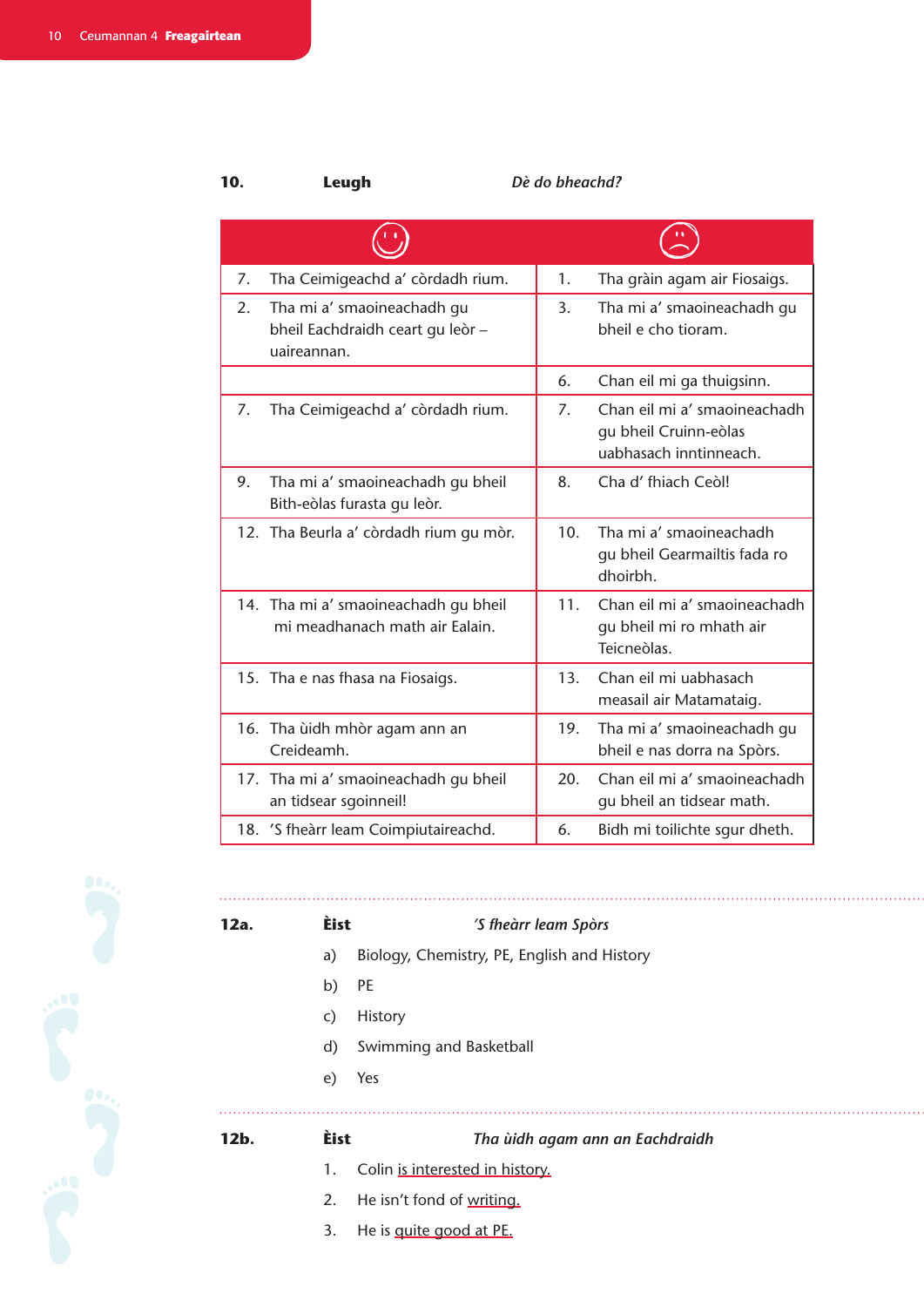**10.** **Leugh** *Dè do bheachd?*

| ☺ | ☹ |
|---|---|
| 7. Tha Ceimigeachd a' còrdadh rium. | 1. Tha gràin agam air Fiosaigs. |
| 2. Tha mi a' smaoineachadh gu bheil Eachdraidh ceart gu leòr – uaireannan. | 3. Tha mi a' smaoineachadh gu bheil e cho tioram. |
| | 6. Chan eil mi ga thuigsinn. |
| 7. Tha Ceimigeachd a' còrdadh rium. | 7. Chan eil mi a' smaoineachadh gu bheil Cruinn-eòlas uabhasach inntinneach. |
| 9. Tha mi a' smaoineachadh gu bheil Bith-eòlas furasta gu leòr. | 8. Cha d' fhiach Ceòl! |
| 12. Tha Beurla a' còrdadh rium gu mòr. | 10. Tha mi a' smaoineachadh gu bheil Gearmailtis fada ro dhoirbh. |
| 14. Tha mi a' smaoineachadh gu bheil mi meadhanach math air Ealain. | 11. Chan eil mi a' smaoineachadh gu bheil mi ro mhath air Teicneòlas. |
| 15. Tha e nas fhasa na Fiosaigs. | 13. Chan eil mi uabhasach measail air Matamataig. |
| 16. Tha ùidh mhòr agam ann an Creideamh. | 19. Tha mi a' smaoineachadh gu bheil e nas dorra na Spòrs. |
| 17. Tha mi a' smaoineachadh gu bheil an tidsear sgoinneil! | 20. Chan eil mi a' smaoineachadh gu bheil an tidsear math. |
| 18. 'S fheàrr leam Coimpiutaireachd. | 6. Bidh mi toilichte sgur dheth. |

**12a.** **Èist** *'S fheàrr leam Spòrs*

a) Biology, Chemistry, PE, English and History

b) PE

c) History

d) Swimming and Basketball

e) Yes

**12b.** **Èist** *Tha ùidh agam ann an Eachdraidh*

1. Colin is interested in history.
2. He isn't fond of writing.
3. He is quite good at PE.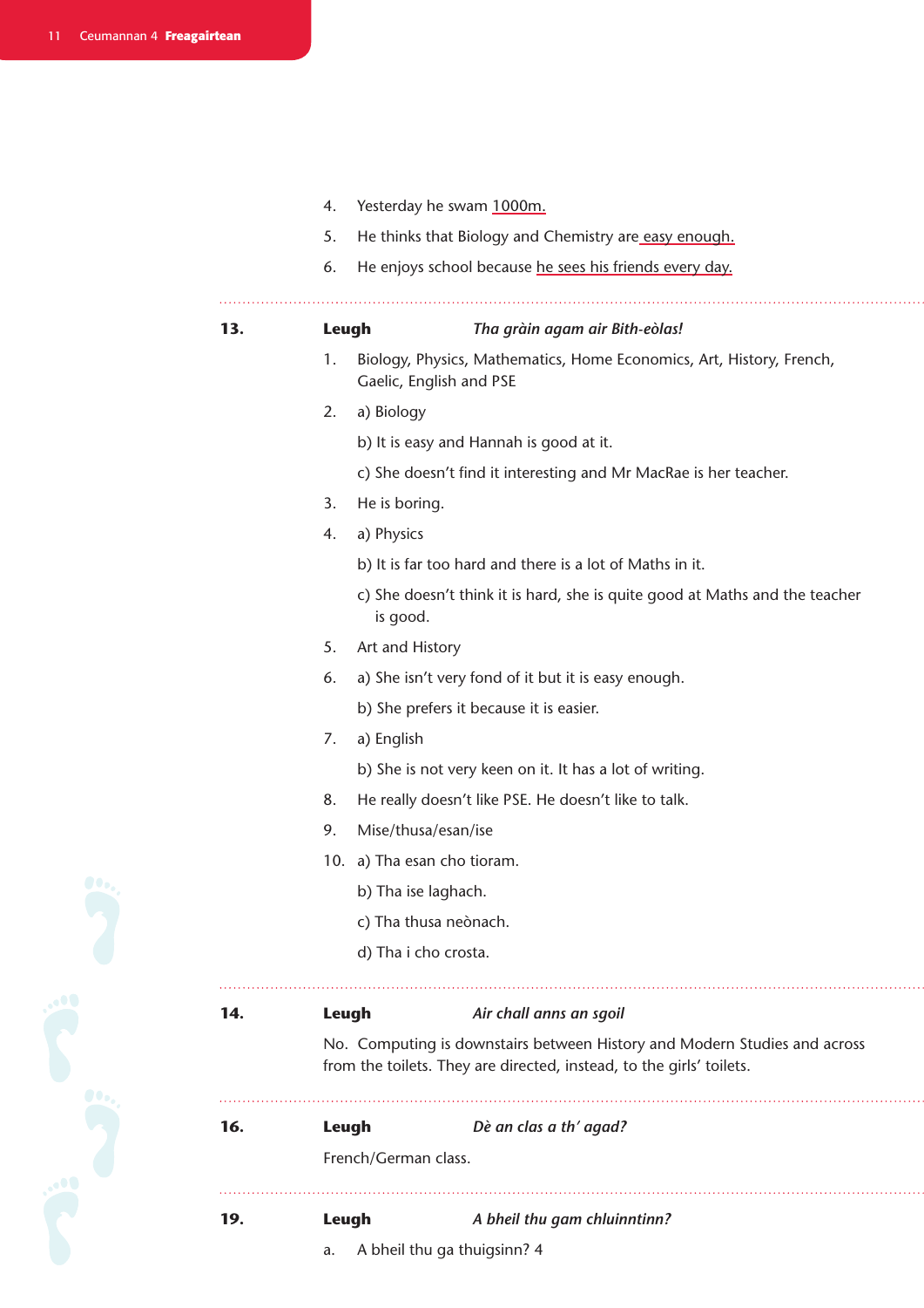4. Yesterday he swam 1000m.
5. He thinks that Biology and Chemistry are easy enough.
6. He enjoys school because he sees his friends every day.

---

**13.** **Leugh** *Tha gràin agam air Bith-eòlas!*

1. Biology, Physics, Mathematics, Home Economics, Art, History, French, Gaelic, English and PSE
2. a) Biology

   b) It is easy and Hannah is good at it.

   c) She doesn't find it interesting and Mr MacRae is her teacher.
3. He is boring.
4. a) Physics

   b) It is far too hard and there is a lot of Maths in it.

   c) She doesn't think it is hard, she is quite good at Maths and the teacher is good.
5. Art and History
6. a) She isn't very fond of it but it is easy enough.

   b) She prefers it because it is easier.
7. a) English

   b) She is not very keen on it. It has a lot of writing.
8. He really doesn't like PSE. He doesn't like to talk.
9. Mise/thusa/esan/ise
10. a) Tha esan cho tioram.

    b) Tha ise laghach.

    c) Tha thusa neònach.

    d) Tha i cho crosta.

---

**14.** **Leugh** *Air chall anns an sgoil*

No. Computing is downstairs between History and Modern Studies and across from the toilets. They are directed, instead, to the girls' toilets.

---

**16.** **Leugh** *Dè an clas a th' agad?*

French/German class.

---

**19.** **Leugh** *A bheil thu gam chluinntinn?*

a. A bheil thu ga thuigsinn? 4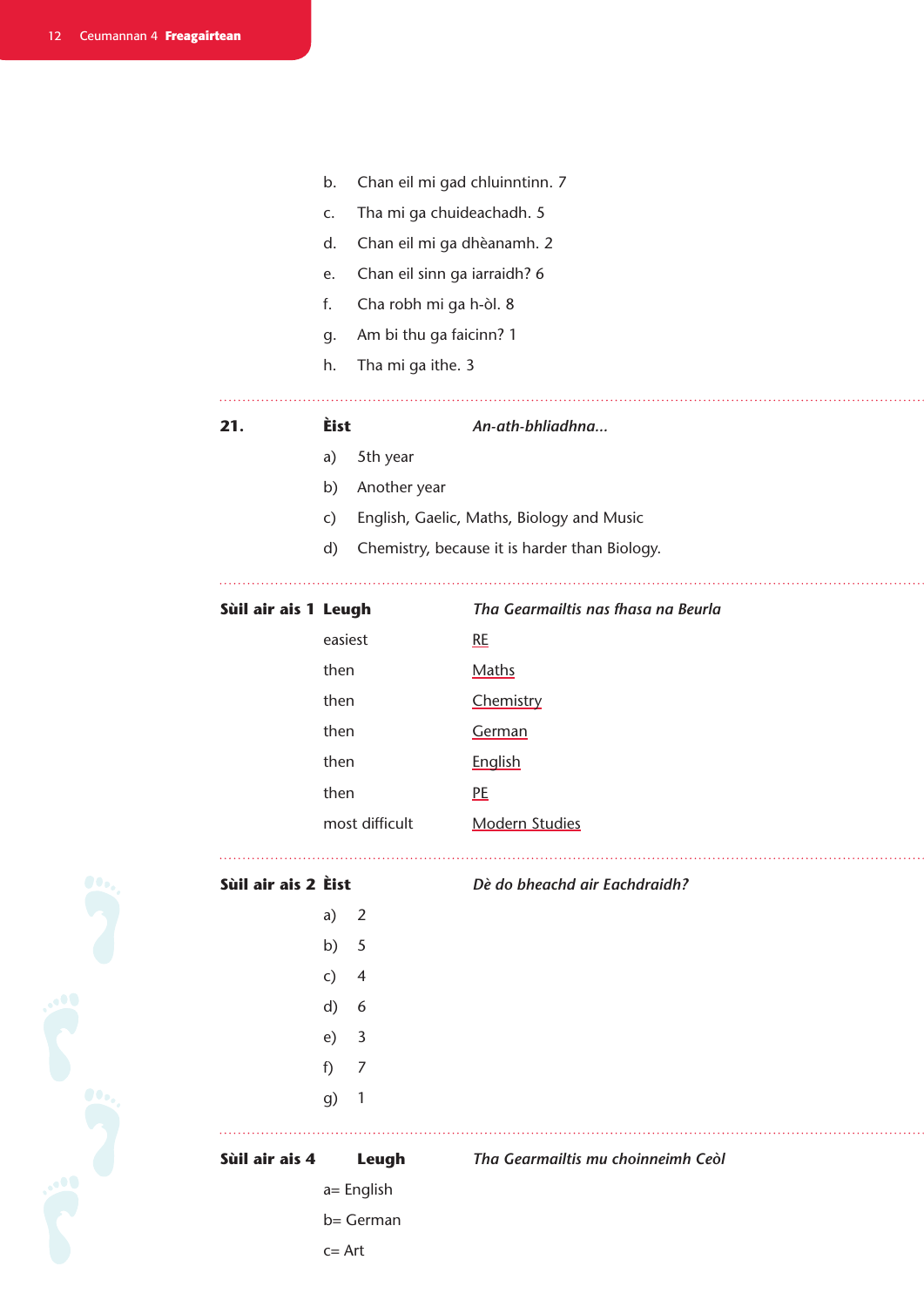b. Chan eil mi gad chluinntinn. 7

c. Tha mi ga chuideachadh. 5

d. Chan eil mi ga dhèanamh. 2

e. Chan eil sinn ga iarraidh? 6

f. Cha robh mi ga h-òl. 8

g. Am bi thu ga faicinn? 1

h. Tha mi ga ithe. 3

---

**21.** **Èist** *An-ath-bhliadhna...*

a) 5th year

b) Another year

c) English, Gaelic, Maths, Biology and Music

d) Chemistry, because it is harder than Biology.

---

**Sùil air ais 1** **Leugh** *Tha Gearmailtis nas fhasa na Beurla*

| | |
|---|---|
| easiest | RE |
| then | Maths |
| then | Chemistry |
| then | German |
| then | English |
| then | PE |
| most difficult | Modern Studies |

---

**Sùil air ais 2** **Èist** *Dè do bheachd air Eachdraidh?*

a) 2

b) 5

c) 4

d) 6

e) 3

f) 7

g) 1

---

**Sùil air ais 4** **Leugh** *Tha Gearmailtis mu choinneimh Ceòl*

a= English

b= German

c= Art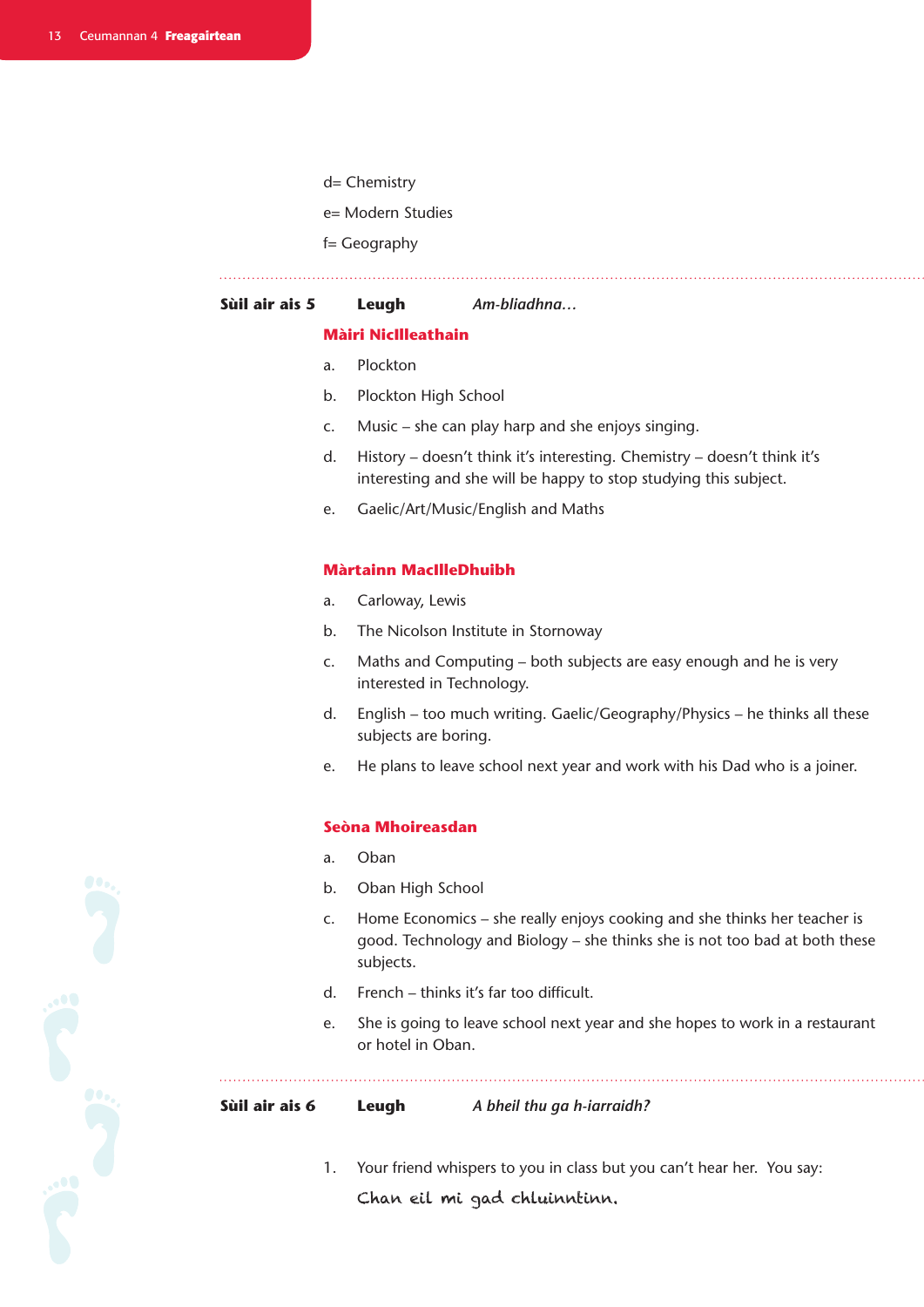d= Chemistry

e= Modern Studies

f= Geography

**Sùil air ais 5** **Leugh** *Am-bliadhna…*

**Màiri NicIlleathain**

a. Plockton

b. Plockton High School

c. Music – she can play harp and she enjoys singing.

d. History – doesn't think it's interesting. Chemistry – doesn't think it's interesting and she will be happy to stop studying this subject.

e. Gaelic/Art/Music/English and Maths

**Màrtainn MacIlleDhuibh**

a. Carloway, Lewis

b. The Nicolson Institute in Stornoway

c. Maths and Computing – both subjects are easy enough and he is very interested in Technology.

d. English – too much writing. Gaelic/Geography/Physics – he thinks all these subjects are boring.

e. He plans to leave school next year and work with his Dad who is a joiner.

**Seòna Mhoireasdan**

a. Oban

b. Oban High School

c. Home Economics – she really enjoys cooking and she thinks her teacher is good. Technology and Biology – she thinks she is not too bad at both these subjects.

d. French – thinks it's far too difficult.

e. She is going to leave school next year and she hopes to work in a restaurant or hotel in Oban.

**Sùil air ais 6** **Leugh** *A bheil thu ga h-iarraidh?*

1. Your friend whispers to you in class but you can't hear her. You say:

   Chan eil mi gad chluinntinn.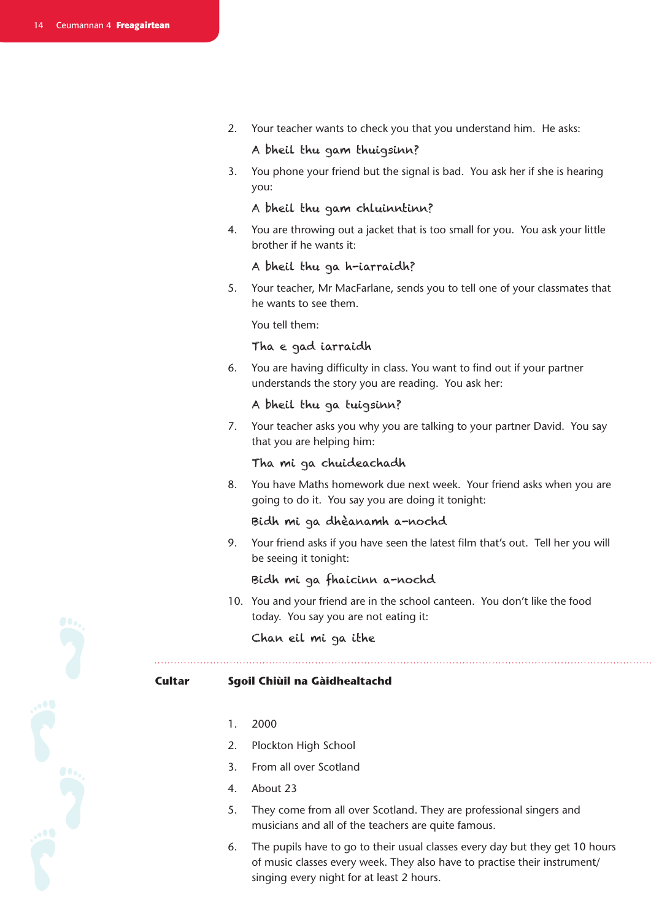2. Your teacher wants to check you that you understand him. He asks:

   A bheil thu gam thuigsinn?

3. You phone your friend but the signal is bad. You ask her if she is hearing you:

   A bheil thu gam chluinntinn?

4. You are throwing out a jacket that is too small for you. You ask your little brother if he wants it:

   A bheil thu ga h-iarraidh?

5. Your teacher, Mr MacFarlane, sends you to tell one of your classmates that he wants to see them.

   You tell them:

   Tha e gad iarraidh

6. You are having difficulty in class. You want to find out if your partner understands the story you are reading. You ask her:

   A bheil thu ga tuigsinn?

7. Your teacher asks you why you are talking to your partner David. You say that you are helping him:

   Tha mi ga chuideachadh

8. You have Maths homework due next week. Your friend asks when you are going to do it. You say you are doing it tonight:

   Bidh mi ga dhèanamh a-nochd

9. Your friend asks if you have seen the latest film that's out. Tell her you will be seeing it tonight:

   Bidh mi ga fhaicinn a-nochd

10. You and your friend are in the school canteen. You don't like the food today. You say you are not eating it:

    Chan eil mi ga ithe

---

**Cultar** **Sgoil Chiùil na Gàidhealtachd**

1. 2000
2. Plockton High School
3. From all over Scotland
4. About 23
5. They come from all over Scotland. They are professional singers and musicians and all of the teachers are quite famous.
6. The pupils have to go to their usual classes every day but they get 10 hours of music classes every week. They also have to practise their instrument/singing every night for at least 2 hours.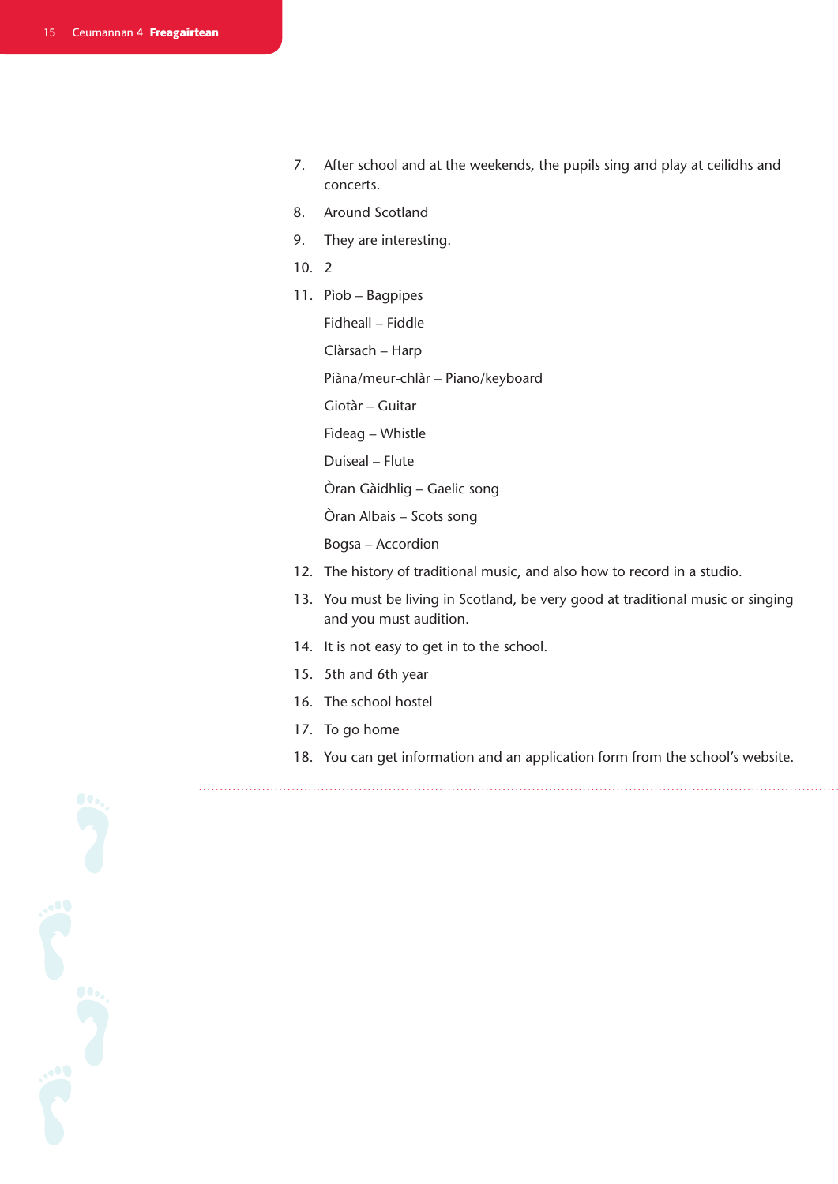7. After school and at the weekends, the pupils sing and play at ceilidhs and concerts.
8. Around Scotland
9. They are interesting.
10. 2
11. Pìob – Bagpipes

    Fidheall – Fiddle

    Clàrsach – Harp

    Piàna/meur-chlàr – Piano/keyboard

    Giotàr – Guitar

    Fìdeag – Whistle

    Duiseal – Flute

    Òran Gàidhlig – Gaelic song

    Òran Albais – Scots song

    Bogsa – Accordion
12. The history of traditional music, and also how to record in a studio.
13. You must be living in Scotland, be very good at traditional music or singing and you must audition.
14. It is not easy to get in to the school.
15. 5th and 6th year
16. The school hostel
17. To go home
18. You can get information and an application form from the school's website.